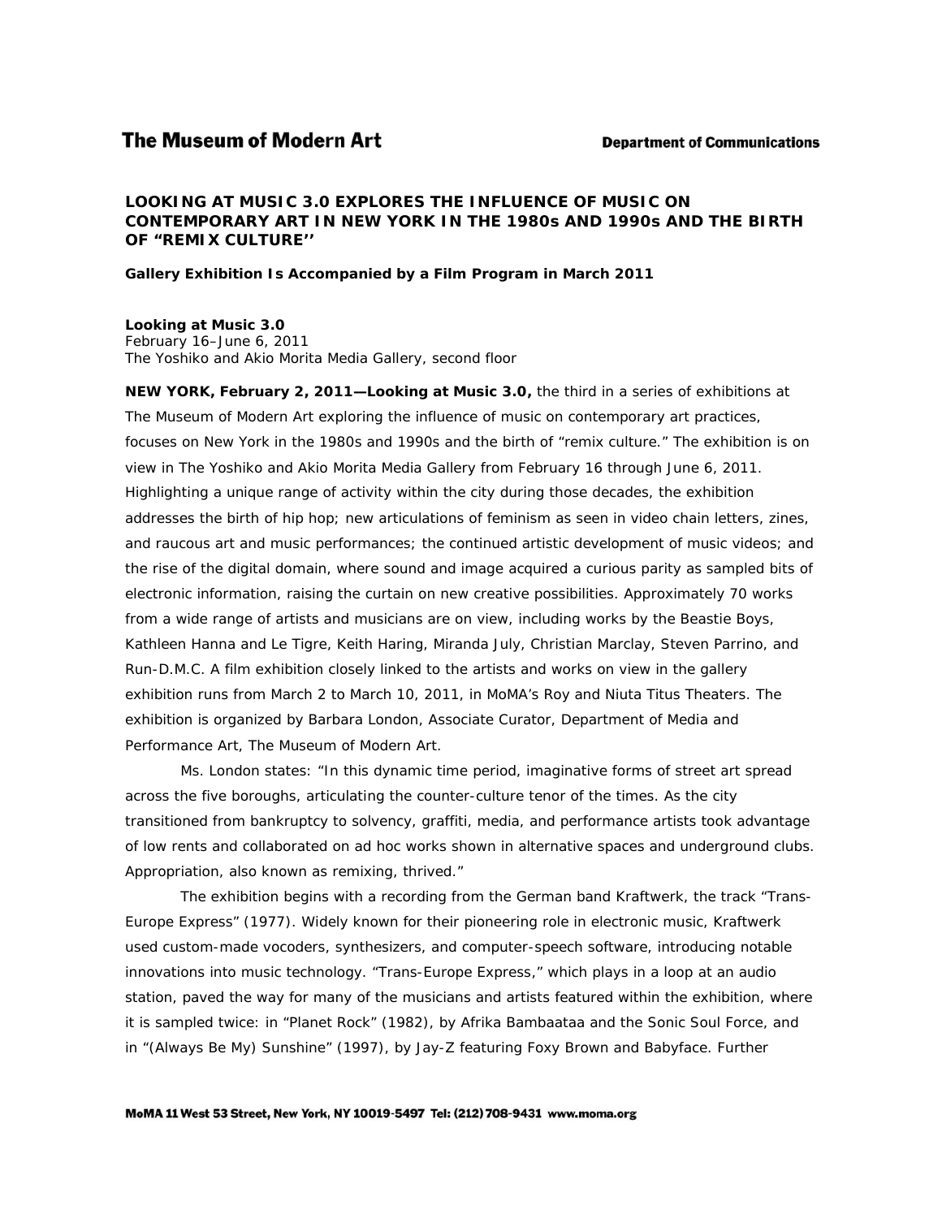The Museum of Modern Art

Department of Communications

# LOOKING AT MUSIC 3.0 EXPLORES THE INFLUENCE OF MUSIC ON CONTEMPORARY ART IN NEW YORK IN THE 1980s AND 1990s AND THE BIRTH OF "REMIX CULTURE''

**Gallery Exhibition Is Accompanied by a Film Program in March 2011**

**Looking at Music 3.0**
February 16–June 6, 2011
*The Yoshiko and Akio Morita Media Gallery, second floor*

**NEW YORK, February 2, 2011—Looking at Music 3.0,** the third in a series of exhibitions at The Museum of Modern Art exploring the influence of music on contemporary art practices, focuses on New York in the 1980s and 1990s and the birth of "remix culture." The exhibition is on view in The Yoshiko and Akio Morita Media Gallery from February 16 through June 6, 2011. Highlighting a unique range of activity within the city during those decades, the exhibition addresses the birth of hip hop; new articulations of feminism as seen in video chain letters, zines, and raucous art and music performances; the continued artistic development of music videos; and the rise of the digital domain, where sound and image acquired a curious parity as sampled bits of electronic information, raising the curtain on new creative possibilities. Approximately 70 works from a wide range of artists and musicians are on view, including works by the Beastie Boys, Kathleen Hanna and Le Tigre, Keith Haring, Miranda July, Christian Marclay, Steven Parrino, and Run-D.M.C. A film exhibition closely linked to the artists and works on view in the gallery exhibition runs from March 2 to March 10, 2011, in MoMA's Roy and Niuta Titus Theaters. The exhibition is organized by Barbara London, Associate Curator, Department of Media and Performance Art, The Museum of Modern Art.

Ms. London states: "In this dynamic time period, imaginative forms of street art spread across the five boroughs, articulating the counter-culture tenor of the times. As the city transitioned from bankruptcy to solvency, graffiti, media, and performance artists took advantage of low rents and collaborated on ad hoc works shown in alternative spaces and underground clubs. Appropriation, also known as remixing, thrived."

The exhibition begins with a recording from the German band Kraftwerk, the track "Trans-Europe Express" (1977). Widely known for their pioneering role in electronic music, Kraftwerk used custom-made vocoders, synthesizers, and computer-speech software, introducing notable innovations into music technology. "Trans-Europe Express," which plays in a loop at an audio station, paved the way for many of the musicians and artists featured within the exhibition, where it is sampled twice: in "Planet Rock" (1982), by Afrika Bambaataa and the Sonic Soul Force, and in "(Always Be My) Sunshine" (1997), by Jay-Z featuring Foxy Brown and Babyface. Further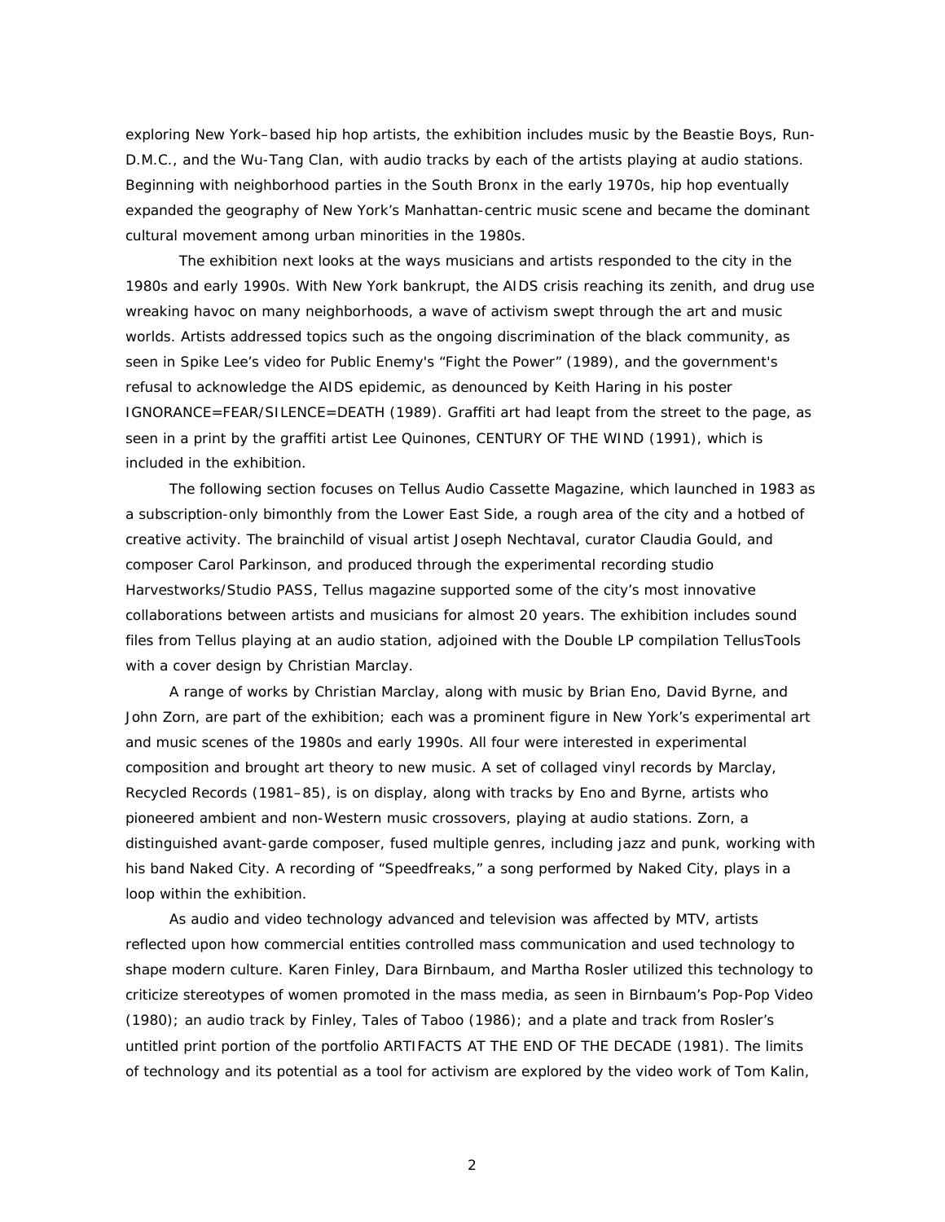exploring New York–based hip hop artists, the exhibition includes music by the Beastie Boys, Run-D.M.C., and the Wu-Tang Clan, with audio tracks by each of the artists playing at audio stations. Beginning with neighborhood parties in the South Bronx in the early 1970s, hip hop eventually expanded the geography of New York's Manhattan-centric music scene and became the dominant cultural movement among urban minorities in the 1980s.

The exhibition next looks at the ways musicians and artists responded to the city in the 1980s and early 1990s. With New York bankrupt, the AIDS crisis reaching its zenith, and drug use wreaking havoc on many neighborhoods, a wave of activism swept through the art and music worlds. Artists addressed topics such as the ongoing discrimination of the black community, as seen in Spike Lee's video for Public Enemy's "Fight the Power" (1989), and the government's refusal to acknowledge the AIDS epidemic, as denounced by Keith Haring in his poster IGNORANCE=FEAR/SILENCE=DEATH (1989). Graffiti art had leapt from the street to the page, as seen in a print by the graffiti artist Lee Quinones, CENTURY OF THE WIND (1991), which is included in the exhibition.

The following section focuses on Tellus Audio Cassette Magazine, which launched in 1983 as a subscription-only bimonthly from the Lower East Side, a rough area of the city and a hotbed of creative activity. The brainchild of visual artist Joseph Nechtaval, curator Claudia Gould, and composer Carol Parkinson, and produced through the experimental recording studio Harvestworks/Studio PASS, Tellus magazine supported some of the city's most innovative collaborations between artists and musicians for almost 20 years. The exhibition includes sound files from Tellus playing at an audio station, adjoined with the Double LP compilation TellusTools with a cover design by Christian Marclay.

A range of works by Christian Marclay, along with music by Brian Eno, David Byrne, and John Zorn, are part of the exhibition; each was a prominent figure in New York's experimental art and music scenes of the 1980s and early 1990s. All four were interested in experimental composition and brought art theory to new music. A set of collaged vinyl records by Marclay, Recycled Records (1981–85), is on display, along with tracks by Eno and Byrne, artists who pioneered ambient and non-Western music crossovers, playing at audio stations. Zorn, a distinguished avant-garde composer, fused multiple genres, including jazz and punk, working with his band Naked City. A recording of "Speedfreaks," a song performed by Naked City, plays in a loop within the exhibition.

As audio and video technology advanced and television was affected by MTV, artists reflected upon how commercial entities controlled mass communication and used technology to shape modern culture. Karen Finley, Dara Birnbaum, and Martha Rosler utilized this technology to criticize stereotypes of women promoted in the mass media, as seen in Birnbaum's Pop-Pop Video (1980); an audio track by Finley, Tales of Taboo (1986); and a plate and track from Rosler's untitled print portion of the portfolio ARTIFACTS AT THE END OF THE DECADE (1981). The limits of technology and its potential as a tool for activism are explored by the video work of Tom Kalin,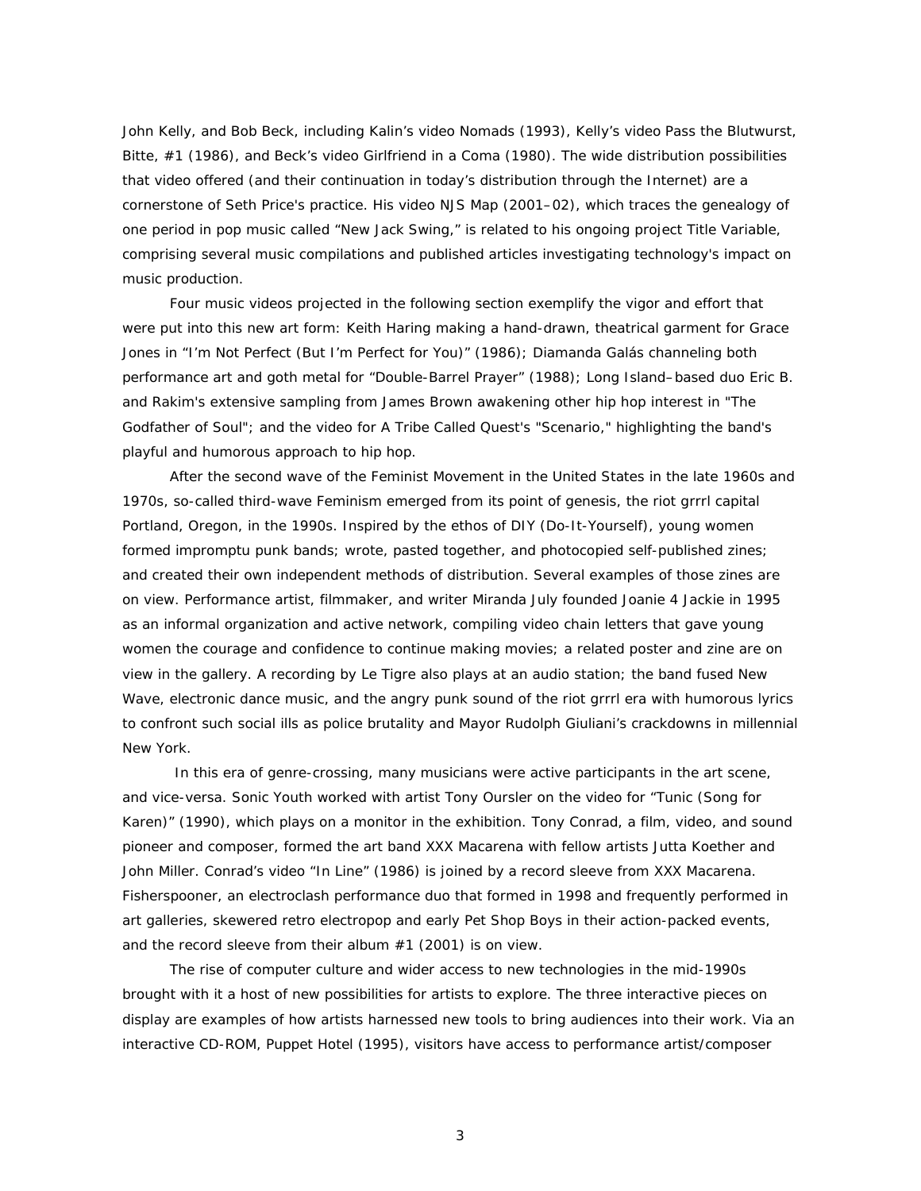John Kelly, and Bob Beck, including Kalin's video Nomads (1993), Kelly's video Pass the Blutwurst, Bitte, #1 (1986), and Beck's video Girlfriend in a Coma (1980). The wide distribution possibilities that video offered (and their continuation in today's distribution through the Internet) are a cornerstone of Seth Price's practice. His video NJS Map (2001–02), which traces the genealogy of one period in pop music called "New Jack Swing," is related to his ongoing project Title Variable, comprising several music compilations and published articles investigating technology's impact on music production.

Four music videos projected in the following section exemplify the vigor and effort that were put into this new art form: Keith Haring making a hand-drawn, theatrical garment for Grace Jones in "I'm Not Perfect (But I'm Perfect for You)" (1986); Diamanda Galás channeling both performance art and goth metal for "Double-Barrel Prayer" (1988); Long Island–based duo Eric B. and Rakim's extensive sampling from James Brown awakening other hip hop interest in "The Godfather of Soul"; and the video for A Tribe Called Quest's "Scenario," highlighting the band's playful and humorous approach to hip hop.

After the second wave of the Feminist Movement in the United States in the late 1960s and 1970s, so-called third-wave Feminism emerged from its point of genesis, the riot grrrl capital Portland, Oregon, in the 1990s. Inspired by the ethos of DIY (Do-It-Yourself), young women formed impromptu punk bands; wrote, pasted together, and photocopied self-published zines; and created their own independent methods of distribution. Several examples of those zines are on view. Performance artist, filmmaker, and writer Miranda July founded Joanie 4 Jackie in 1995 as an informal organization and active network, compiling video chain letters that gave young women the courage and confidence to continue making movies; a related poster and zine are on view in the gallery. A recording by Le Tigre also plays at an audio station; the band fused New Wave, electronic dance music, and the angry punk sound of the riot grrrl era with humorous lyrics to confront such social ills as police brutality and Mayor Rudolph Giuliani's crackdowns in millennial New York.

In this era of genre-crossing, many musicians were active participants in the art scene, and vice-versa. Sonic Youth worked with artist Tony Oursler on the video for "Tunic (Song for Karen)" (1990), which plays on a monitor in the exhibition. Tony Conrad, a film, video, and sound pioneer and composer, formed the art band XXX Macarena with fellow artists Jutta Koether and John Miller. Conrad's video "In Line" (1986) is joined by a record sleeve from XXX Macarena. Fisherspooner, an electroclash performance duo that formed in 1998 and frequently performed in art galleries, skewered retro electropop and early Pet Shop Boys in their action-packed events, and the record sleeve from their album #1 (2001) is on view.

The rise of computer culture and wider access to new technologies in the mid-1990s brought with it a host of new possibilities for artists to explore. The three interactive pieces on display are examples of how artists harnessed new tools to bring audiences into their work. Via an interactive CD-ROM, Puppet Hotel (1995), visitors have access to performance artist/composer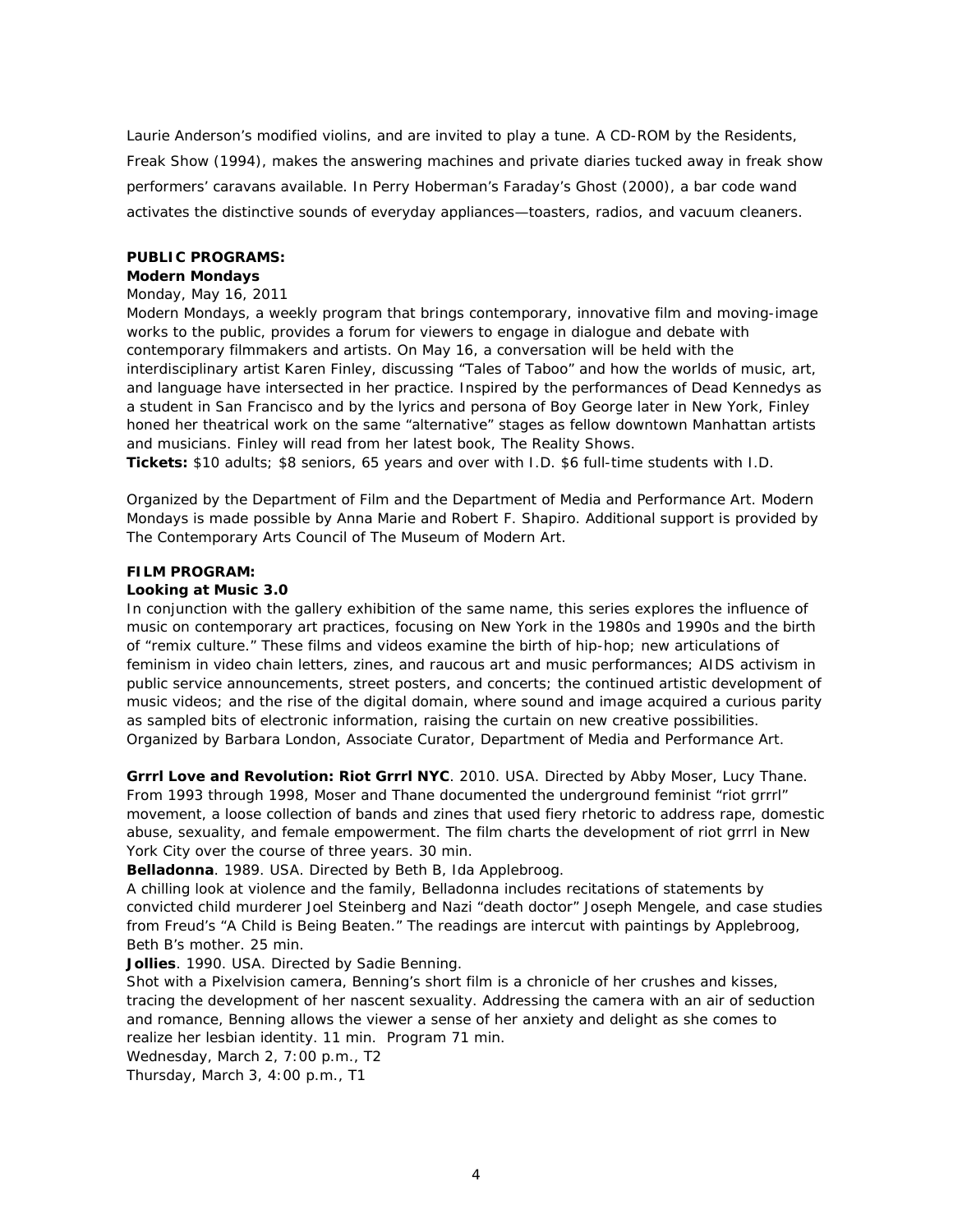Laurie Anderson's modified violins, and are invited to play a tune. A CD-ROM by the Residents, Freak Show (1994), makes the answering machines and private diaries tucked away in freak show performers' caravans available. In Perry Hoberman's Faraday's Ghost (2000), a bar code wand activates the distinctive sounds of everyday appliances—toasters, radios, and vacuum cleaners.

**PUBLIC PROGRAMS:**

**Modern Mondays**

Monday, May 16, 2011

Modern Mondays, a weekly program that brings contemporary, innovative film and moving-image works to the public, provides a forum for viewers to engage in dialogue and debate with contemporary filmmakers and artists. On May 16, a conversation will be held with the interdisciplinary artist Karen Finley, discussing "Tales of Taboo" and how the worlds of music, art, and language have intersected in her practice. Inspired by the performances of Dead Kennedys as a student in San Francisco and by the lyrics and persona of Boy George later in New York, Finley honed her theatrical work on the same "alternative" stages as fellow downtown Manhattan artists and musicians. Finley will read from her latest book, The Reality Shows.

**Tickets:** $10 adults; $8 seniors, 65 years and over with I.D. $6 full-time students with I.D.

Organized by the Department of Film and the Department of Media and Performance Art. Modern Mondays is made possible by Anna Marie and Robert F. Shapiro. Additional support is provided by The Contemporary Arts Council of The Museum of Modern Art.

**FILM PROGRAM:**

**Looking at Music 3.0**

In conjunction with the gallery exhibition of the same name, this series explores the influence of music on contemporary art practices, focusing on New York in the 1980s and 1990s and the birth of "remix culture." These films and videos examine the birth of hip-hop; new articulations of feminism in video chain letters, zines, and raucous art and music performances; AIDS activism in public service announcements, street posters, and concerts; the continued artistic development of music videos; and the rise of the digital domain, where sound and image acquired a curious parity as sampled bits of electronic information, raising the curtain on new creative possibilities. Organized by Barbara London, Associate Curator, Department of Media and Performance Art.

**Grrrl Love and Revolution: Riot Grrrl NYC**. 2010. USA. Directed by Abby Moser, Lucy Thane. From 1993 through 1998, Moser and Thane documented the underground feminist "riot grrrl" movement, a loose collection of bands and zines that used fiery rhetoric to address rape, domestic abuse, sexuality, and female empowerment. The film charts the development of riot grrrl in New York City over the course of three years. 30 min.

**Belladonna**. 1989. USA. Directed by Beth B, Ida Applebroog.

A chilling look at violence and the family, Belladonna includes recitations of statements by convicted child murderer Joel Steinberg and Nazi "death doctor" Joseph Mengele, and case studies from Freud's "A Child is Being Beaten." The readings are intercut with paintings by Applebroog, Beth B's mother. 25 min.

**Jollies**. 1990. USA. Directed by Sadie Benning.

Shot with a Pixelvision camera, Benning's short film is a chronicle of her crushes and kisses, tracing the development of her nascent sexuality. Addressing the camera with an air of seduction and romance, Benning allows the viewer a sense of her anxiety and delight as she comes to realize her lesbian identity. 11 min. Program 71 min.

Wednesday, March 2, 7:00 p.m., T2

Thursday, March 3, 4:00 p.m., T1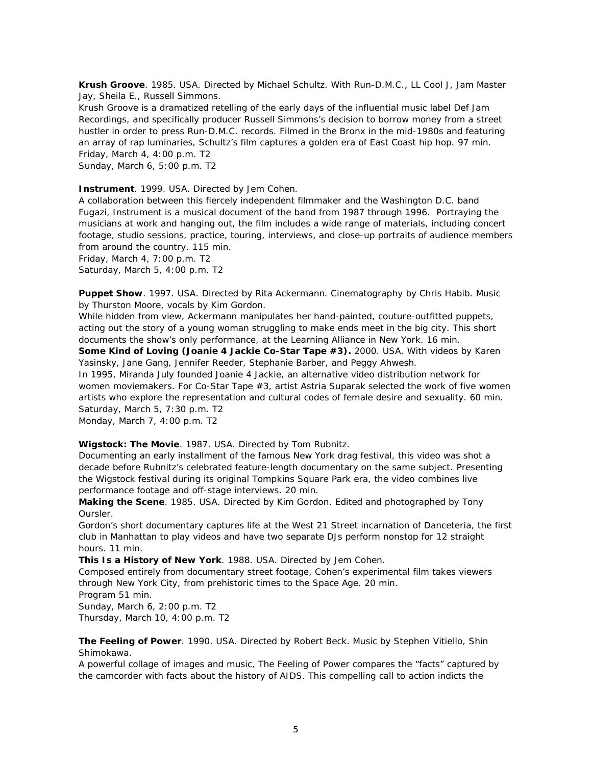**Krush Groove**. 1985. USA. Directed by Michael Schultz. With Run-D.M.C., LL Cool J, Jam Master Jay, Sheila E., Russell Simmons.
Krush Groove is a dramatized retelling of the early days of the influential music label Def Jam Recordings, and specifically producer Russell Simmons's decision to borrow money from a street hustler in order to press Run-D.M.C. records. Filmed in the Bronx in the mid-1980s and featuring an array of rap luminaries, Schultz's film captures a golden era of East Coast hip hop. 97 min.
Friday, March 4, 4:00 p.m. T2
Sunday, March 6, 5:00 p.m. T2

**Instrument**. 1999. USA. Directed by Jem Cohen.
A collaboration between this fiercely independent filmmaker and the Washington D.C. band Fugazi, Instrument is a musical document of the band from 1987 through 1996. Portraying the musicians at work and hanging out, the film includes a wide range of materials, including concert footage, studio sessions, practice, touring, interviews, and close-up portraits of audience members from around the country. 115 min.
Friday, March 4, 7:00 p.m. T2
Saturday, March 5, 4:00 p.m. T2

**Puppet Show**. 1997. USA. Directed by Rita Ackermann. Cinematography by Chris Habib. Music by Thurston Moore, vocals by Kim Gordon.
While hidden from view, Ackermann manipulates her hand-painted, couture-outfitted puppets, acting out the story of a young woman struggling to make ends meet in the big city. This short documents the show's only performance, at the Learning Alliance in New York. 16 min.
**Some Kind of Loving (Joanie 4 Jackie Co-Star Tape #3).** 2000. USA. With videos by Karen Yasinsky, Jane Gang, Jennifer Reeder, Stephanie Barber, and Peggy Ahwesh.
In 1995, Miranda July founded Joanie 4 Jackie, an alternative video distribution network for women moviemakers. For Co-Star Tape #3, artist Astria Suparak selected the work of five women artists who explore the representation and cultural codes of female desire and sexuality. 60 min.
Saturday, March 5, 7:30 p.m. T2
Monday, March 7, 4:00 p.m. T2

**Wigstock: The Movie**. 1987. USA. Directed by Tom Rubnitz.
Documenting an early installment of the famous New York drag festival, this video was shot a decade before Rubnitz's celebrated feature-length documentary on the same subject. Presenting the Wigstock festival during its original Tompkins Square Park era, the video combines live performance footage and off-stage interviews. 20 min.
**Making the Scene**. 1985. USA. Directed by Kim Gordon. Edited and photographed by Tony Oursler.
Gordon's short documentary captures life at the West 21 Street incarnation of Danceteria, the first club in Manhattan to play videos and have two separate DJs perform nonstop for 12 straight hours. 11 min.
**This Is a History of New York**. 1988. USA. Directed by Jem Cohen.
Composed entirely from documentary street footage, Cohen's experimental film takes viewers through New York City, from prehistoric times to the Space Age. 20 min.
Program 51 min.
Sunday, March 6, 2:00 p.m. T2
Thursday, March 10, 4:00 p.m. T2

**The Feeling of Power**. 1990. USA. Directed by Robert Beck. Music by Stephen Vitiello, Shin Shimokawa.
A powerful collage of images and music, The Feeling of Power compares the "facts" captured by the camcorder with facts about the history of AIDS. This compelling call to action indicts the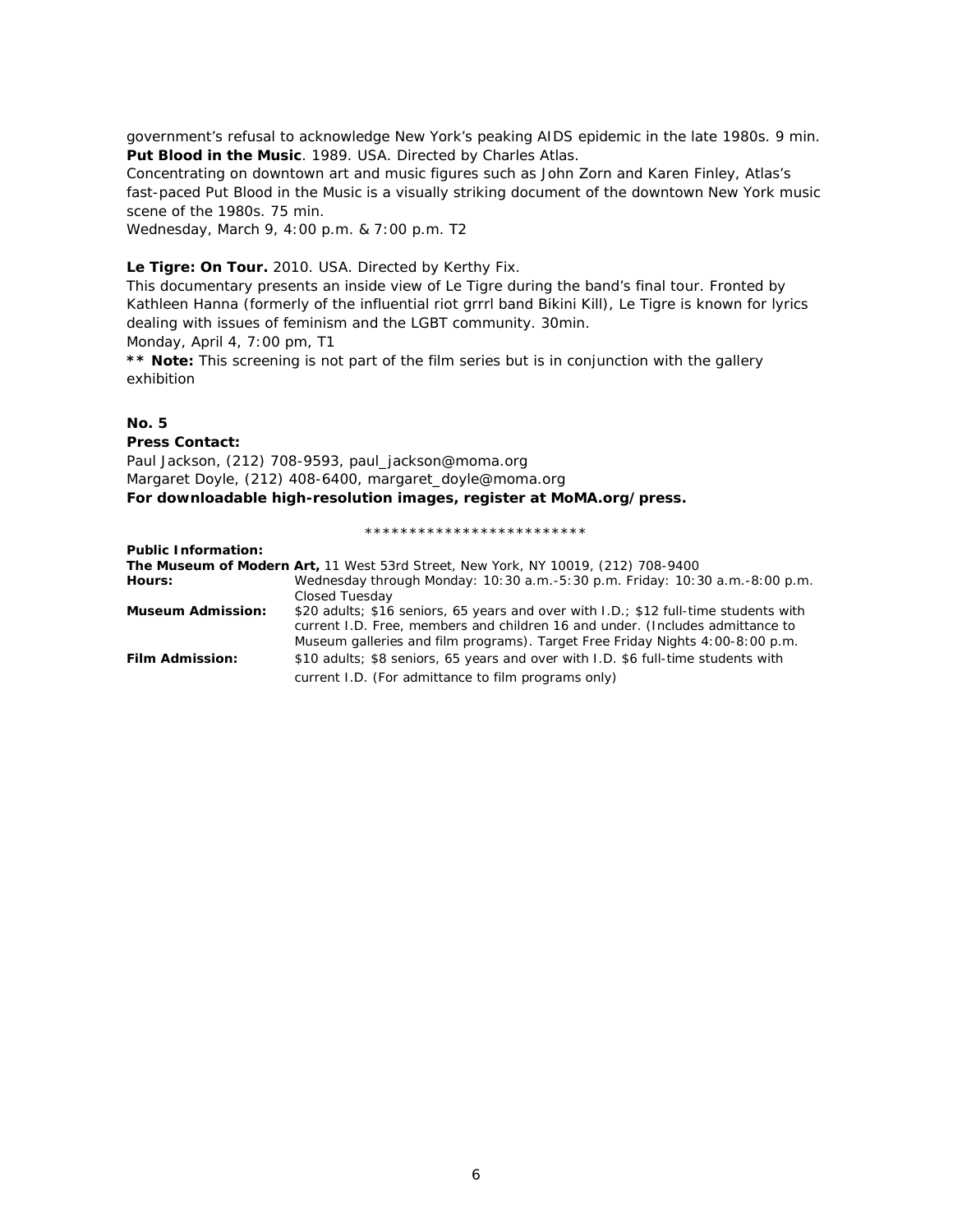government's refusal to acknowledge New York's peaking AIDS epidemic in the late 1980s. 9 min.
**Put Blood in the Music**. 1989. USA. Directed by Charles Atlas.
Concentrating on downtown art and music figures such as John Zorn and Karen Finley, Atlas's fast-paced Put Blood in the Music is a visually striking document of the downtown New York music scene of the 1980s. 75 min.
Wednesday, March 9, 4:00 p.m. & 7:00 p.m. T2

**Le Tigre: On Tour.** 2010. USA. Directed by Kerthy Fix.
This documentary presents an inside view of Le Tigre during the band's final tour. Fronted by Kathleen Hanna (formerly of the influential riot grrrl band Bikini Kill), Le Tigre is known for lyrics dealing with issues of feminism and the LGBT community. 30min.
Monday, April 4, 7:00 pm, T1
**** Note:** This screening is not part of the film series but is in conjunction with the gallery exhibition

**No. 5**
**Press Contact:**
Paul Jackson, (212) 708-9593, paul_jackson@moma.org
Margaret Doyle, (212) 408-6400, margaret_doyle@moma.org
**For downloadable high-resolution images, register at MoMA.org/press.**

*************************

**Public Information:**
**The Museum of Modern Art,** 11 West 53rd Street, New York, NY 10019, (212) 708-9400

| | |
|---|---|
| **Hours:** | Wednesday through Monday: 10:30 a.m.-5:30 p.m. Friday: 10:30 a.m.-8:00 p.m. Closed Tuesday |
| **Museum Admission:** | $20 adults; $16 seniors, 65 years and over with I.D.; $12 full-time students with current I.D. Free, members and children 16 and under. (Includes admittance to Museum galleries and film programs). Target Free Friday Nights 4:00-8:00 p.m. |
| **Film Admission:** | $10 adults; $8 seniors, 65 years and over with I.D. $6 full-time students with current I.D. (For admittance to film programs only) |